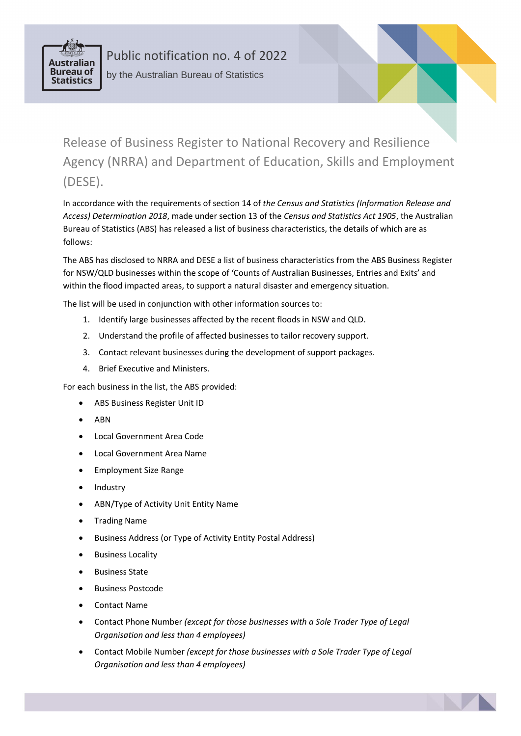# Public notification no. 4 of 2022

by the Australian Bureau of Statistics

## Release of Business Register to National Recovery and Resilience Agency (NRRA) and Department of Education, Skills and Employment (DESE).

In accordance with the requirements of section 14 of *the Census and Statistics (Information Release and Access) Determination 2018*, made under section 13 of the *Census and Statistics Act 1905*, the Australian Bureau of Statistics (ABS) has released a list of business characteristics, the details of which are as follows:

The ABS has disclosed to NRRA and DESE a list of business characteristics from the ABS Business Register for NSW/QLD businesses within the scope of 'Counts of Australian Businesses, Entries and Exits' and within the flood impacted areas, to support a natural disaster and emergency situation.

The list will be used in conjunction with other information sources to:

1. Identify large businesses affected by the recent floods in NSW and QLD.
2. Understand the profile of affected businesses to tailor recovery support.
3. Contact relevant businesses during the development of support packages.
4. Brief Executive and Ministers.

For each business in the list, the ABS provided:

- ABS Business Register Unit ID
- ABN
- Local Government Area Code
- Local Government Area Name
- Employment Size Range
- Industry
- ABN/Type of Activity Unit Entity Name
- Trading Name
- Business Address (or Type of Activity Entity Postal Address)
- Business Locality
- Business State
- Business Postcode
- Contact Name
- Contact Phone Number *(except for those businesses with a Sole Trader Type of Legal Organisation and less than 4 employees)*
- Contact Mobile Number *(except for those businesses with a Sole Trader Type of Legal Organisation and less than 4 employees)*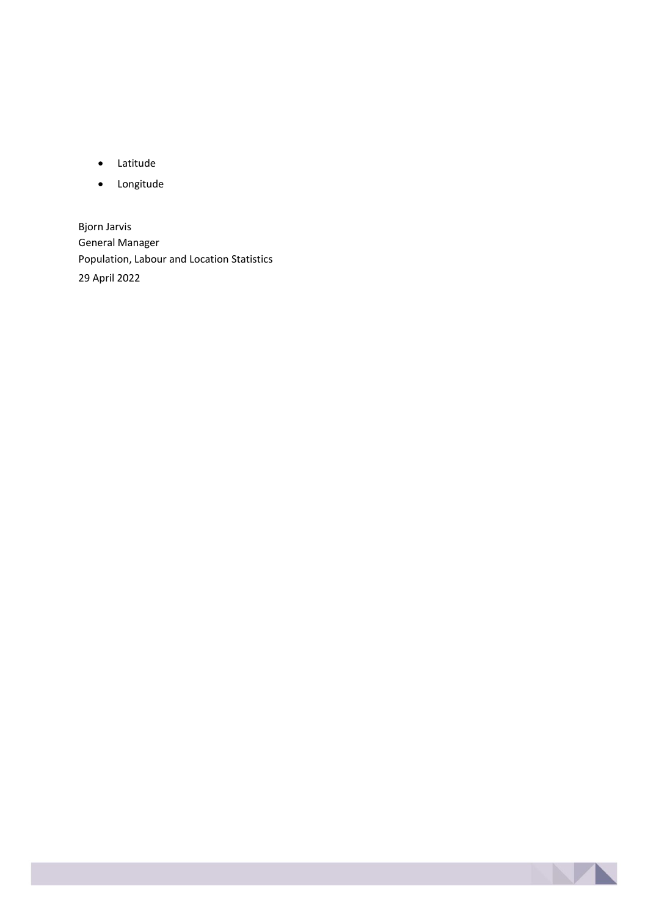- Latitude
- Longitude

Bjorn Jarvis  
General Manager  
Population, Labour and Location Statistics  
29 April 2022